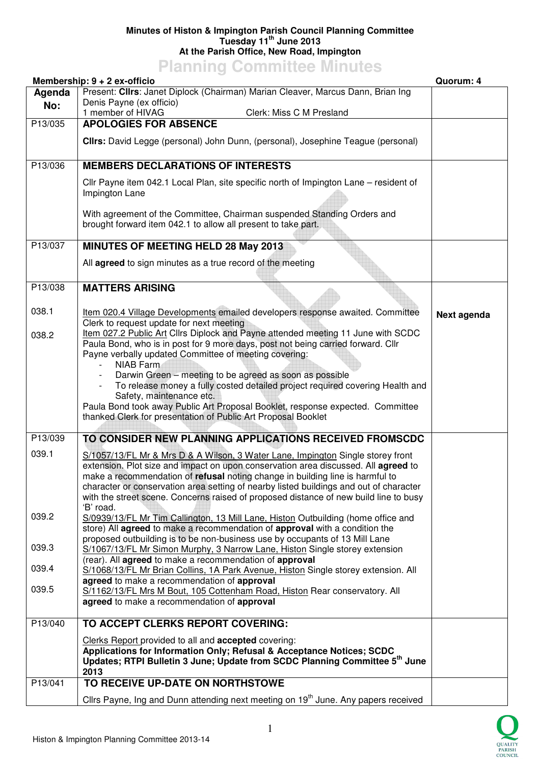**Minutes of Histon & Impington Parish Council Planning Committee**
**Tuesday 11th June 2013**
**At the Parish Office, New Road, Impington**

# Planning Committee Minutes

**Membership: 9 + 2 ex-officio** | **Quorum: 4**

| Agenda No: | Present: **Cllrs**: Janet Diplock (Chairman) Marian Cleaver, Marcus Dann, Brian Ing Denis Payne (ex officio)<br>1 member of HIVAG Clerk: Miss C M Presland | |
|---|---|---|
| P13/035 | **APOLOGIES FOR ABSENCE**<br><br>**Cllrs:** David Legge (personal) John Dunn, (personal), Josephine Teague (personal) | |
| P13/036 | **MEMBERS DECLARATIONS OF INTERESTS**<br><br>Cllr Payne item 042.1 Local Plan, site specific north of Impington Lane – resident of Impington Lane<br><br>With agreement of the Committee, Chairman suspended Standing Orders and brought forward item 042.1 to allow all present to take part. | |
| P13/037 | **MINUTES OF MEETING HELD 28 May 2013**<br><br>All **agreed** to sign minutes as a true record of the meeting | |
| P13/038 | **MATTERS ARISING** | |
| 038.1 | Item 020.4 Village Developments emailed developers response awaited. Committee Clerk to request update for next meeting | **Next agenda** |
| 038.2 | Item 027.2 Public Art Cllrs Diplock and Payne attended meeting 11 June with SCDC Paula Bond, who is in post for 9 more days, post not being carried forward. Cllr Payne verbally updated Committee of meeting covering:<br>- NIAB Farm<br>- Darwin Green – meeting to be agreed as soon as possible<br>- To release money a fully costed detailed project required covering Health and Safety, maintenance etc.<br><br>Paula Bond took away Public Art Proposal Booklet, response expected. Committee thanked Clerk for presentation of Public Art Proposal Booklet | |
| P13/039 | **TO CONSIDER NEW PLANNING APPLICATIONS RECEIVED FROMSCDC** | |
| 039.1 | S/1057/13/FL Mr & Mrs D & A Wilson, 3 Water Lane, Impington Single storey front extension. Plot size and impact on upon conservation area discussed. All **agreed** to make a recommendation of **refusal** noting change in building line is harmful to character or conservation area setting of nearby listed buildings and out of character with the street scene. Concerns raised of proposed distance of new build line to busy 'B' road. | |
| 039.2 | S/0939/13/FL Mr Tim Callington, 13 Mill Lane, Histon Outbuilding (home office and store) All **agreed** to make a recommendation of **approval** with a condition the proposed outbuilding is to be non-business use by occupants of 13 Mill Lane | |
| 039.3 | S/1067/13/FL Mr Simon Murphy, 3 Narrow Lane, Histon Single storey extension (rear). All **agreed** to make a recommendation of **approval** | |
| 039.4 | S/1068/13/FL Mr Brian Collins, 1A Park Avenue, Histon Single storey extension. All **agreed** to make a recommendation of **approval** | |
| 039.5 | S/1162/13/FL Mrs M Bout, 105 Cottenham Road, Histon Rear conservatory. All **agreed** to make a recommendation of **approval** | |
| P13/040 | **TO ACCEPT CLERKS REPORT COVERING:**<br><br>Clerks Report provided to all and **accepted** covering:<br>**Applications for Information Only; Refusal & Acceptance Notices; SCDC Updates; RTPI Bulletin 3 June; Update from SCDC Planning Committee 5th June 2013** | |
| P13/041 | **TO RECEIVE UP-DATE ON NORTHSTOWE**<br><br>Cllrs Payne, Ing and Dunn attending next meeting on 19th June. Any papers received | |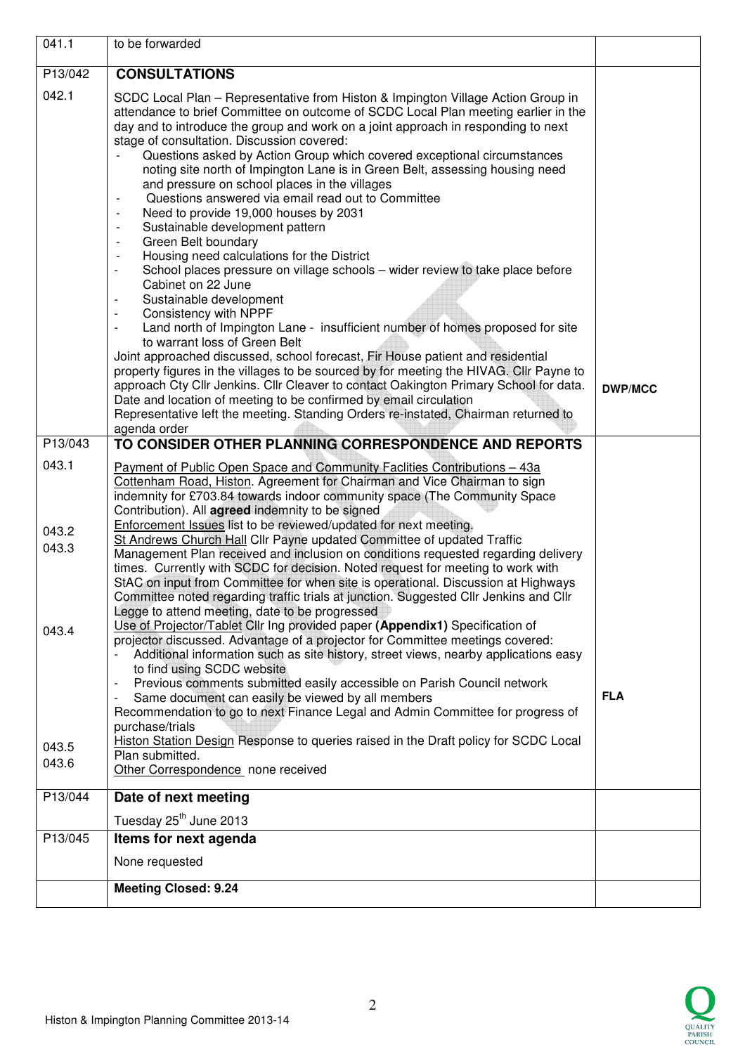| | | |
|---|---|---|
| 041.1 | to be forwarded | |
| P13/042 | **CONSULTATIONS** | |
| 042.1 | SCDC Local Plan – Representative from Histon & Impington Village Action Group in attendance to brief Committee on outcome of SCDC Local Plan meeting earlier in the day and to introduce the group and work on a joint approach in responding to next stage of consultation. Discussion covered:<br>- Questions asked by Action Group which covered exceptional circumstances noting site north of Impington Lane is in Green Belt, assessing housing need and pressure on school places in the villages<br>- Questions answered via email read out to Committee<br>- Need to provide 19,000 houses by 2031<br>- Sustainable development pattern<br>- Green Belt boundary<br>- Housing need calculations for the District<br>- School places pressure on village schools – wider review to take place before Cabinet on 22 June<br>- Sustainable development<br>- Consistency with NPPF<br>- Land north of Impington Lane - insufficient number of homes proposed for site to warrant loss of Green Belt<br>Joint approached discussed, school forecast, Fir House patient and residential property figures in the villages to be sourced by for meeting the HIVAG. Cllr Payne to approach Cty Cllr Jenkins. Cllr Cleaver to contact Oakington Primary School for data. Date and location of meeting to be confirmed by email circulation<br>Representative left the meeting. Standing Orders re-instated, Chairman returned to agenda order | **DWP/MCC** |
| P13/043 | **TO CONSIDER OTHER PLANNING CORRESPONDENCE AND REPORTS** | |
| 043.1 | Payment of Public Open Space and Community Faclities Contributions – 43a Cottenham Road, Histon. Agreement for Chairman and Vice Chairman to sign indemnity for £703.84 towards indoor community space (The Community Space Contribution). All **agreed** indemnity to be signed | |
| 043.2 | Enforcement Issues list to be reviewed/updated for next meeting. | |
| 043.3 | St Andrews Church Hall Cllr Payne updated Committee of updated Traffic Management Plan received and inclusion on conditions requested regarding delivery times. Currently with SCDC for decision. Noted request for meeting to work with StAC on input from Committee for when site is operational. Discussion at Highways Committee noted regarding traffic trials at junction. Suggested Cllr Jenkins and Cllr Legge to attend meeting, date to be progressed | |
| 043.4 | Use of Projector/Tablet Cllr Ing provided paper **(Appendix1)** Specification of projector discussed. Advantage of a projector for Committee meetings covered:<br>- Additional information such as site history, street views, nearby applications easy to find using SCDC website<br>- Previous comments submitted easily accessible on Parish Council network<br>- Same document can easily be viewed by all members<br>Recommendation to go to next Finance Legal and Admin Committee for progress of purchase/trials | **FLA** |
| 043.5 | Histon Station Design Response to queries raised in the Draft policy for SCDC Local Plan submitted. | |
| 043.6 | Other Correspondence none received | |
| P13/044 | **Date of next meeting**<br>Tuesday 25th June 2013 | |
| P13/045 | **Items for next agenda**<br>None requested | |
| | **Meeting Closed: 9.24** | |

Histon & Impington Planning Committee 2013-14